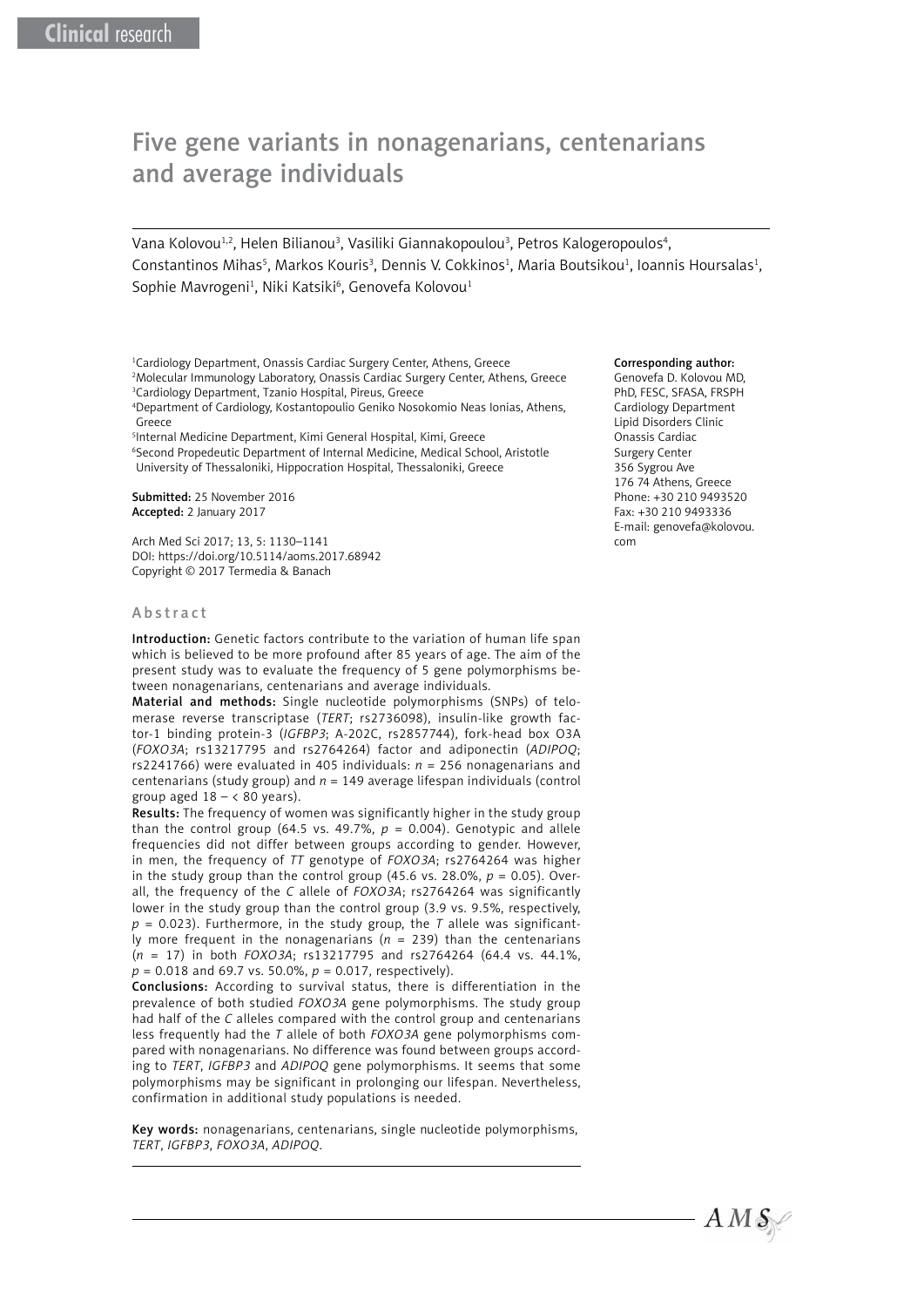# Five gene variants in nonagenarians, centenarians and average individuals

Vana Kolovou[1,2], Helen Bilianou[3], Vasiliki Giannakopoulou[3], Petros Kalogeropoulos[4], Constantinos Mihas[5], Markos Kouris[3], Dennis V. Cokkinos[1], Maria Boutsikou[1], Ioannis Hoursalas[1], Sophie Mavrogeni[1], Niki Katsiki[6], Genovefa Kolovou[1]

[1]Cardiology Department, Onassis Cardiac Surgery Center, Athens, Greece
[2]Molecular Immunology Laboratory, Onassis Cardiac Surgery Center, Athens, Greece
[3]Cardiology Department, Tzanio Hospital, Pireus, Greece
[4]Department of Cardiology, Kostantopoulio Geniko Nosokomio Neas Ionias, Athens, Greece
[5]Internal Medicine Department, Kimi General Hospital, Kimi, Greece
[6]Second Propedeutic Department of Internal Medicine, Medical School, Aristotle University of Thessaloniki, Hippocration Hospital, Thessaloniki, Greece

**Submitted:** 25 November 2016
**Accepted:** 2 January 2017

Arch Med Sci 2017; 13, 5: 1130–1141
DOI: https://doi.org/10.5114/aoms.2017.68942
Copyright © 2017 Termedia & Banach

**Corresponding author:**
Genovefa D. Kolovou MD, PhD, FESC, SFASA, FRSPH
Cardiology Department
Lipid Disorders Clinic
Onassis Cardiac Surgery Center
356 Sygrou Ave
176 74 Athens, Greece
Phone: +30 210 9493520
Fax: +30 210 9493336
E-mail: genovefa@kolovou.com

## Abstract

**Introduction:** Genetic factors contribute to the variation of human life span which is believed to be more profound after 85 years of age. The aim of the present study was to evaluate the frequency of 5 gene polymorphisms between nonagenarians, centenarians and average individuals.

**Material and methods:** Single nucleotide polymorphisms (SNPs) of telomerase reverse transcriptase (*TERT*; rs2736098), insulin-like growth factor-1 binding protein-3 (*IGFBP3*; A-202C, rs2857744), fork-head box O3A (*FOXO3A*; rs13217795 and rs2764264) factor and adiponectin (*ADIPOQ*; rs2241766) were evaluated in 405 individuals: $n$ = 256 nonagenarians and centenarians (study group) and $n$ = 149 average lifespan individuals (control group aged 18 – < 80 years).

**Results:** The frequency of women was significantly higher in the study group than the control group (64.5 vs. 49.7%, $p$ = 0.004). Genotypic and allele frequencies did not differ between groups according to gender. However, in men, the frequency of *TT* genotype of *FOXO3A*; rs2764264 was higher in the study group than the control group (45.6 vs. 28.0%, $p$ = 0.05). Overall, the frequency of the *C* allele of *FOXO3A*; rs2764264 was significantly lower in the study group than the control group (3.9 vs. 9.5%, respectively, $p$ = 0.023). Furthermore, in the study group, the *T* allele was significantly more frequent in the nonagenarians ($n$ = 239) than the centenarians ($n$ = 17) in both *FOXO3A*; rs13217795 and rs2764264 (64.4 vs. 44.1%, $p$ = 0.018 and 69.7 vs. 50.0%, $p$ = 0.017, respectively).

**Conclusions:** According to survival status, there is differentiation in the prevalence of both studied *FOXO3A* gene polymorphisms. The study group had half of the *C* alleles compared with the control group and centenarians less frequently had the *T* allele of both *FOXO3A* gene polymorphisms compared with nonagenarians. No difference was found between groups according to *TERT*, *IGFBP3* and *ADIPOQ* gene polymorphisms. It seems that some polymorphisms may be significant in prolonging our lifespan. Nevertheless, confirmation in additional study populations is needed.

**Key words:** nonagenarians, centenarians, single nucleotide polymorphisms, *TERT*, *IGFBP3*, *FOXO3A*, *ADIPOQ*.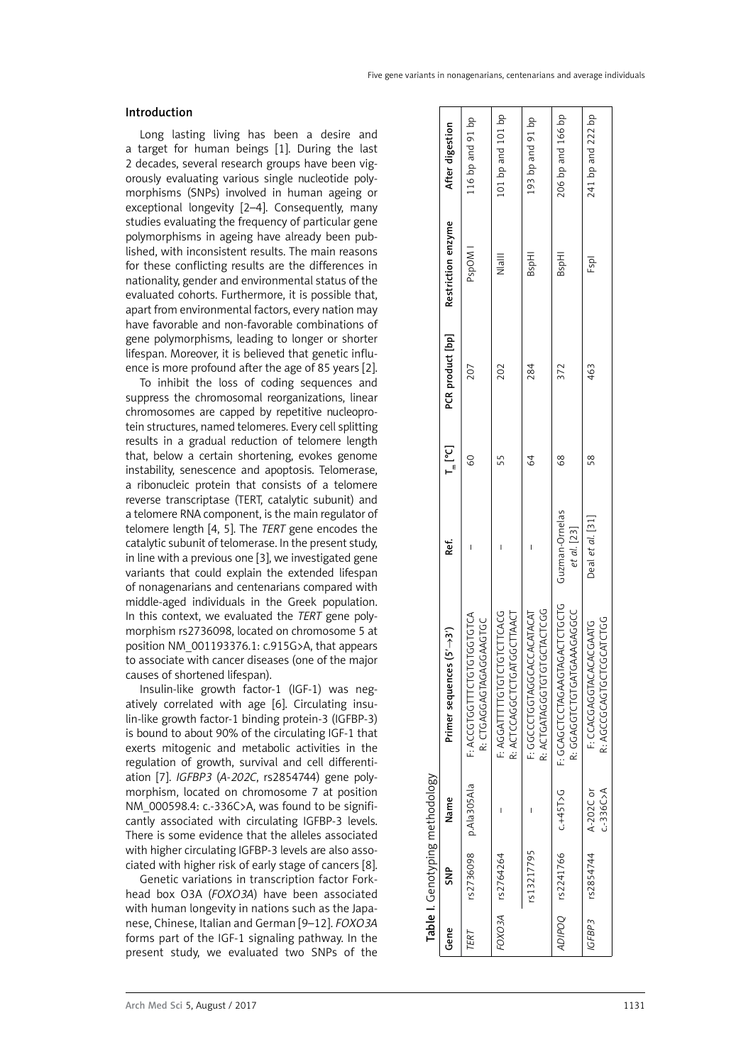## Introduction

Long lasting living has been a desire and a target for human beings [1]. During the last 2 decades, several research groups have been vigorously evaluating various single nucleotide polymorphisms (SNPs) involved in human ageing or exceptional longevity [2–4]. Consequently, many studies evaluating the frequency of particular gene polymorphisms in ageing have already been published, with inconsistent results. The main reasons for these conflicting results are the differences in nationality, gender and environmental status of the evaluated cohorts. Furthermore, it is possible that, apart from environmental factors, every nation may have favorable and non-favorable combinations of gene polymorphisms, leading to longer or shorter lifespan. Moreover, it is believed that genetic influence is more profound after the age of 85 years [2].

To inhibit the loss of coding sequences and suppress the chromosomal reorganizations, linear chromosomes are capped by repetitive nucleoprotein structures, named telomeres. Every cell splitting results in a gradual reduction of telomere length that, below a certain shortening, evokes genome instability, senescence and apoptosis. Telomerase, a ribonucleic protein that consists of a telomere reverse transcriptase (TERT, catalytic subunit) and a telomere RNA component, is the main regulator of telomere length [4, 5]. The *TERT* gene encodes the catalytic subunit of telomerase. In the present study, in line with a previous one [3], we investigated gene variants that could explain the extended lifespan of nonagenarians and centenarians compared with middle-aged individuals in the Greek population. In this context, we evaluated the *TERT* gene polymorphism rs2736098, located on chromosome 5 at position NM_001193376.1: c.915G>A, that appears to associate with cancer diseases (one of the major causes of shortened lifespan).

Insulin-like growth factor-1 (IGF-1) was negatively correlated with age [6]. Circulating insulin-like growth factor-1 binding protein-3 (IGFBP-3) is bound to about 90% of the circulating IGF-1 that exerts mitogenic and metabolic activities in the regulation of growth, survival and cell differentiation [7]. *IGFBP3* (*A-202C*, rs2854744) gene polymorphism, located on chromosome 7 at position NM_000598.4: c.-336C>A, was found to be significantly associated with circulating IGFBP-3 levels. There is some evidence that the alleles associated with higher circulating IGFBP-3 levels are also associated with higher risk of early stage of cancers [8].

Genetic variations in transcription factor Forkhead box O3A (*FOXO3A*) have been associated with human longevity in nations such as the Japanese, Chinese, Italian and German [9–12]. *FOXO3A* forms part of the IGF-1 signaling pathway. In the present study, we evaluated two SNPs of the

**Table I.** Genotyping methodology

| Gene | SNP | Name | Primer sequences (5'→3') | Ref. | $T_m$ [°C] | PCR product [bp] | Restriction enzyme | After digestion |
|---|---|---|---|---|---|---|---|---|
| *TERT* | rs2736098 | p.Ala305Ala | F: ACCGTGGTTTCTGTGTGGTGTCA<br>R: CTGAGGAGTAGAGGAAGTGC | – | 60 | 207 | PspOM I | 116 bp and 91 bp |
| *FOXO3A* | rs2764264 | – | F: AGGATTTTTGTGTCTGTCTTCACG<br>R: ACTCCAGGCTCTGATGGCTTAACT | – | 55 | 202 | NlaIII | 101 bp and 101 bp |
| | rs13217795 | – | F: GGCCCTGGTAGGCACCACATACAT<br>R: ACTGATAGGGTGTGTGCTACTCGG | – | 64 | 284 | BspHI | 193 bp and 91 bp |
| *ADIPOQ* | rs2241766 | c.+45T>G | F: GCAGCTCCTAGAAGTAGACTCTGCTG<br>R: GGAGGTCTGTGATGAAAGAGGCC | Guzman-Ornelas *et al.* [23] | 68 | 372 | BspHI | 206 bp and 166 bp |
| *IGFBP3* | rs2854744 | A-202C or c.-336C>A | F: CCACGAGGTACACACGAATG<br>R: AGCCGCAGTGCTCGCATCTGG | Deal *et al.* [31] | 58 | 463 | FspI | 241 bp and 222 bp |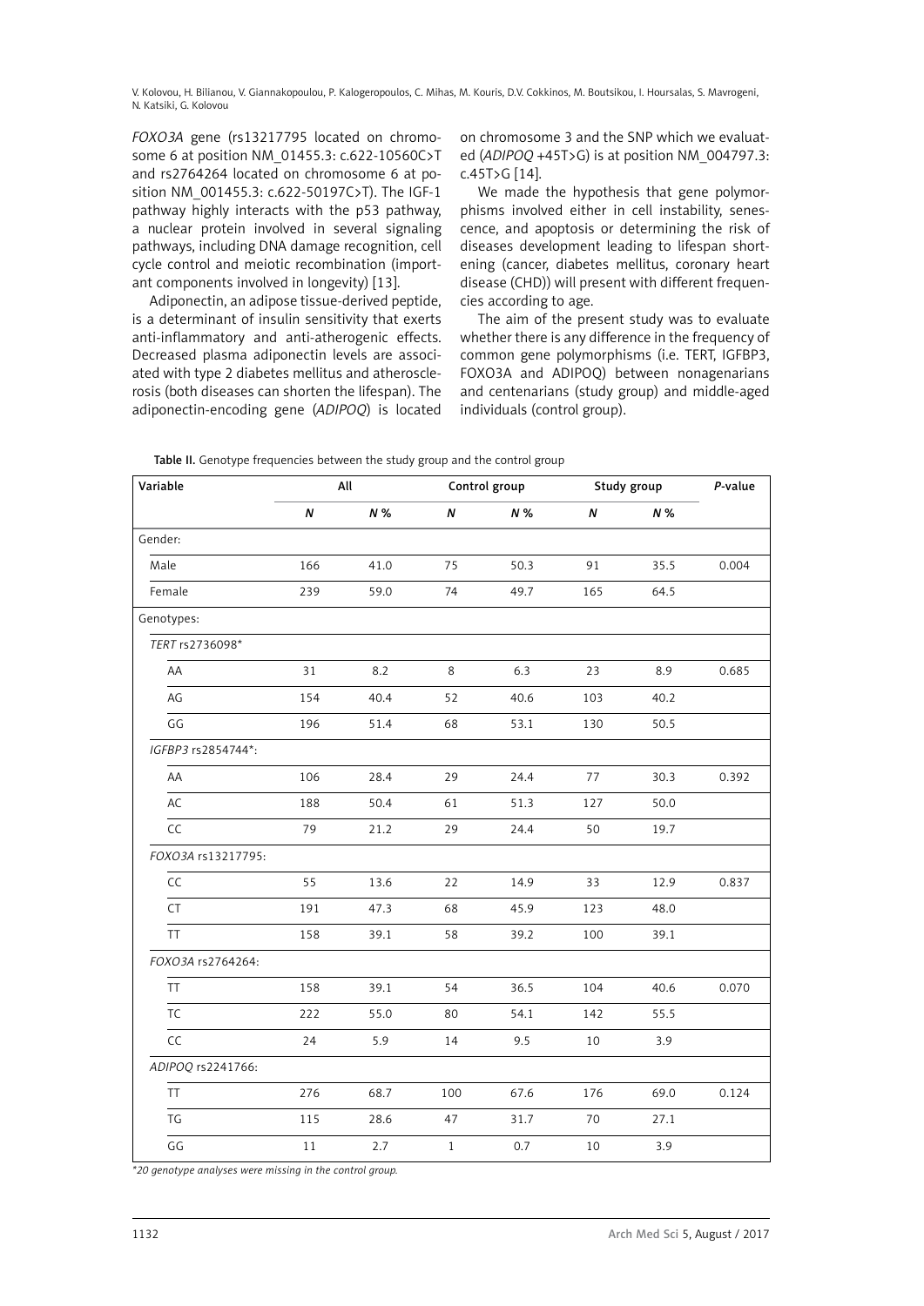*FOXO3A* gene (rs13217795 located on chromosome 6 at position NM_01455.3: c.622-10560C>T and rs2764264 located on chromosome 6 at position NM_001455.3: c.622-50197C>T). The IGF-1 pathway highly interacts with the p53 pathway, a nuclear protein involved in several signaling pathways, including DNA damage recognition, cell cycle control and meiotic recombination (important components involved in longevity) [13].

Adiponectin, an adipose tissue-derived peptide, is a determinant of insulin sensitivity that exerts anti-inflammatory and anti-atherogenic effects. Decreased plasma adiponectin levels are associated with type 2 diabetes mellitus and atherosclerosis (both diseases can shorten the lifespan). The adiponectin-encoding gene (*ADIPOQ*) is located on chromosome 3 and the SNP which we evaluated (*ADIPOQ* +45T>G) is at position NM_004797.3: c.45T>G [14].

We made the hypothesis that gene polymorphisms involved either in cell instability, senescence, and apoptosis or determining the risk of diseases development leading to lifespan shortening (cancer, diabetes mellitus, coronary heart disease (CHD)) will present with different frequencies according to age.

The aim of the present study was to evaluate whether there is any difference in the frequency of common gene polymorphisms (i.e. TERT, IGFBP3, FOXO3A and ADIPOQ) between nonagenarians and centenarians (study group) and middle-aged individuals (control group).

**Table II.** Genotype frequencies between the study group and the control group

| Variable | All | | Control group | | Study group | | *P*-value |
|---|---|---|---|---|---|---|---|
| | ***N*** | ***N* %** | ***N*** | ***N* %** | ***N*** | ***N* %** | |
| Gender: | | | | | | | |
| Male | 166 | 41.0 | 75 | 50.3 | 91 | 35.5 | 0.004 |
| Female | 239 | 59.0 | 74 | 49.7 | 165 | 64.5 | |
| Genotypes: | | | | | | | |
| *TERT* rs2736098* | | | | | | | |
| AA | 31 | 8.2 | 8 | 6.3 | 23 | 8.9 | 0.685 |
| AG | 154 | 40.4 | 52 | 40.6 | 103 | 40.2 | |
| GG | 196 | 51.4 | 68 | 53.1 | 130 | 50.5 | |
| *IGFBP3* rs2854744*: | | | | | | | |
| AA | 106 | 28.4 | 29 | 24.4 | 77 | 30.3 | 0.392 |
| AC | 188 | 50.4 | 61 | 51.3 | 127 | 50.0 | |
| CC | 79 | 21.2 | 29 | 24.4 | 50 | 19.7 | |
| *FOXO3A* rs13217795: | | | | | | | |
| CC | 55 | 13.6 | 22 | 14.9 | 33 | 12.9 | 0.837 |
| CT | 191 | 47.3 | 68 | 45.9 | 123 | 48.0 | |
| TT | 158 | 39.1 | 58 | 39.2 | 100 | 39.1 | |
| *FOXO3A* rs2764264: | | | | | | | |
| TT | 158 | 39.1 | 54 | 36.5 | 104 | 40.6 | 0.070 |
| TC | 222 | 55.0 | 80 | 54.1 | 142 | 55.5 | |
| CC | 24 | 5.9 | 14 | 9.5 | 10 | 3.9 | |
| *ADIPOQ* rs2241766: | | | | | | | |
| TT | 276 | 68.7 | 100 | 67.6 | 176 | 69.0 | 0.124 |
| TG | 115 | 28.6 | 47 | 31.7 | 70 | 27.1 | |
| GG | 11 | 2.7 | 1 | 0.7 | 10 | 3.9 | |

*\*20 genotype analyses were missing in the control group.*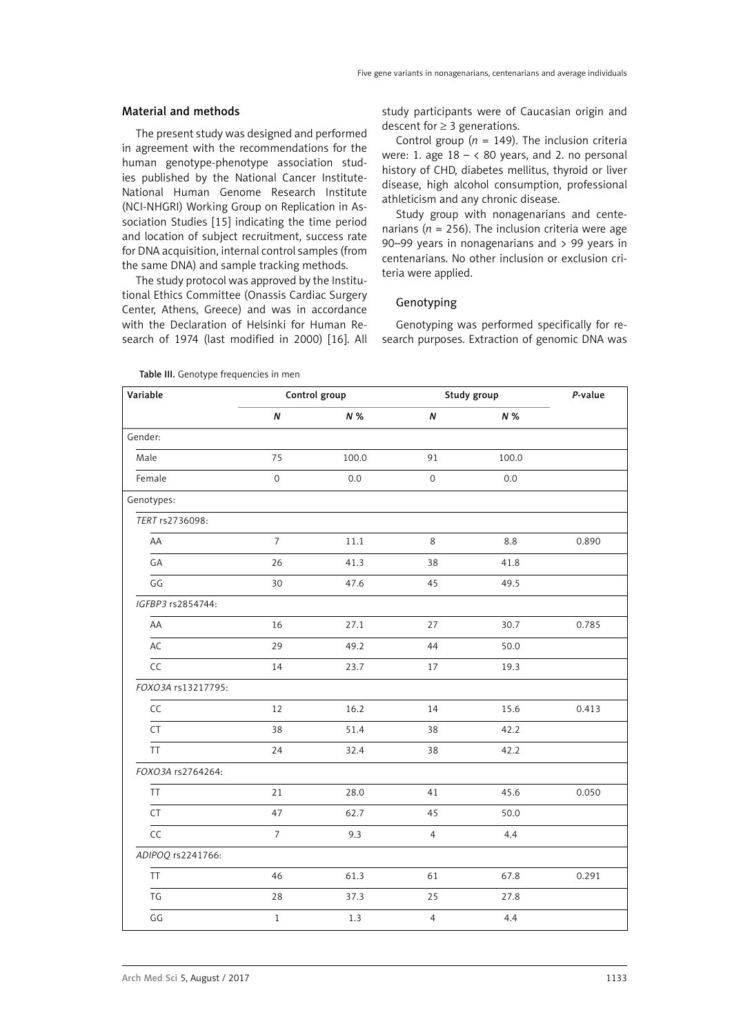## Material and methods

The present study was designed and performed in agreement with the recommendations for the human genotype-phenotype association studies published by the National Cancer Institute-National Human Genome Research Institute (NCI-NHGRI) Working Group on Replication in Association Studies [15] indicating the time period and location of subject recruitment, success rate for DNA acquisition, internal control samples (from the same DNA) and sample tracking methods.

The study protocol was approved by the Institutional Ethics Committee (Onassis Cardiac Surgery Center, Athens, Greece) and was in accordance with the Declaration of Helsinki for Human Research of 1974 (last modified in 2000) [16]. All study participants were of Caucasian origin and descent for ≥ 3 generations.

Control group ($n$ = 149). The inclusion criteria were: 1. age 18 – < 80 years, and 2. no personal history of CHD, diabetes mellitus, thyroid or liver disease, high alcohol consumption, professional athleticism and any chronic disease.

Study group with nonagenarians and centenarians ($n$ = 256). The inclusion criteria were age 90–99 years in nonagenarians and > 99 years in centenarians. No other inclusion or exclusion criteria were applied.

### Genotyping

Genotyping was performed specifically for research purposes. Extraction of genomic DNA was

**Table III.** Genotype frequencies in men

| Variable | Control group | | Study group | | *P*-value |
|---|---|---|---|---|---|
| | ***N*** | ***N* %** | ***N*** | ***N* %** | |
| Gender: | | | | | |
| Male | 75 | 100.0 | 91 | 100.0 | |
| Female | 0 | 0.0 | 0 | 0.0 | |
| Genotypes: | | | | | |
| *TERT* rs2736098: | | | | | |
| AA | 7 | 11.1 | 8 | 8.8 | 0.890 |
| GA | 26 | 41.3 | 38 | 41.8 | |
| GG | 30 | 47.6 | 45 | 49.5 | |
| *IGFBP3* rs2854744: | | | | | |
| AA | 16 | 27.1 | 27 | 30.7 | 0.785 |
| AC | 29 | 49.2 | 44 | 50.0 | |
| CC | 14 | 23.7 | 17 | 19.3 | |
| *FOXO3A* rs13217795: | | | | | |
| CC | 12 | 16.2 | 14 | 15.6 | 0.413 |
| CT | 38 | 51.4 | 38 | 42.2 | |
| TT | 24 | 32.4 | 38 | 42.2 | |
| *FOXO3A* rs2764264: | | | | | |
| TT | 21 | 28.0 | 41 | 45.6 | 0.050 |
| CT | 47 | 62.7 | 45 | 50.0 | |
| CC | 7 | 9.3 | 4 | 4.4 | |
| *ADIPOQ* rs2241766: | | | | | |
| TT | 46 | 61.3 | 61 | 67.8 | 0.291 |
| TG | 28 | 37.3 | 25 | 27.8 | |
| GG | 1 | 1.3 | 4 | 4.4 | |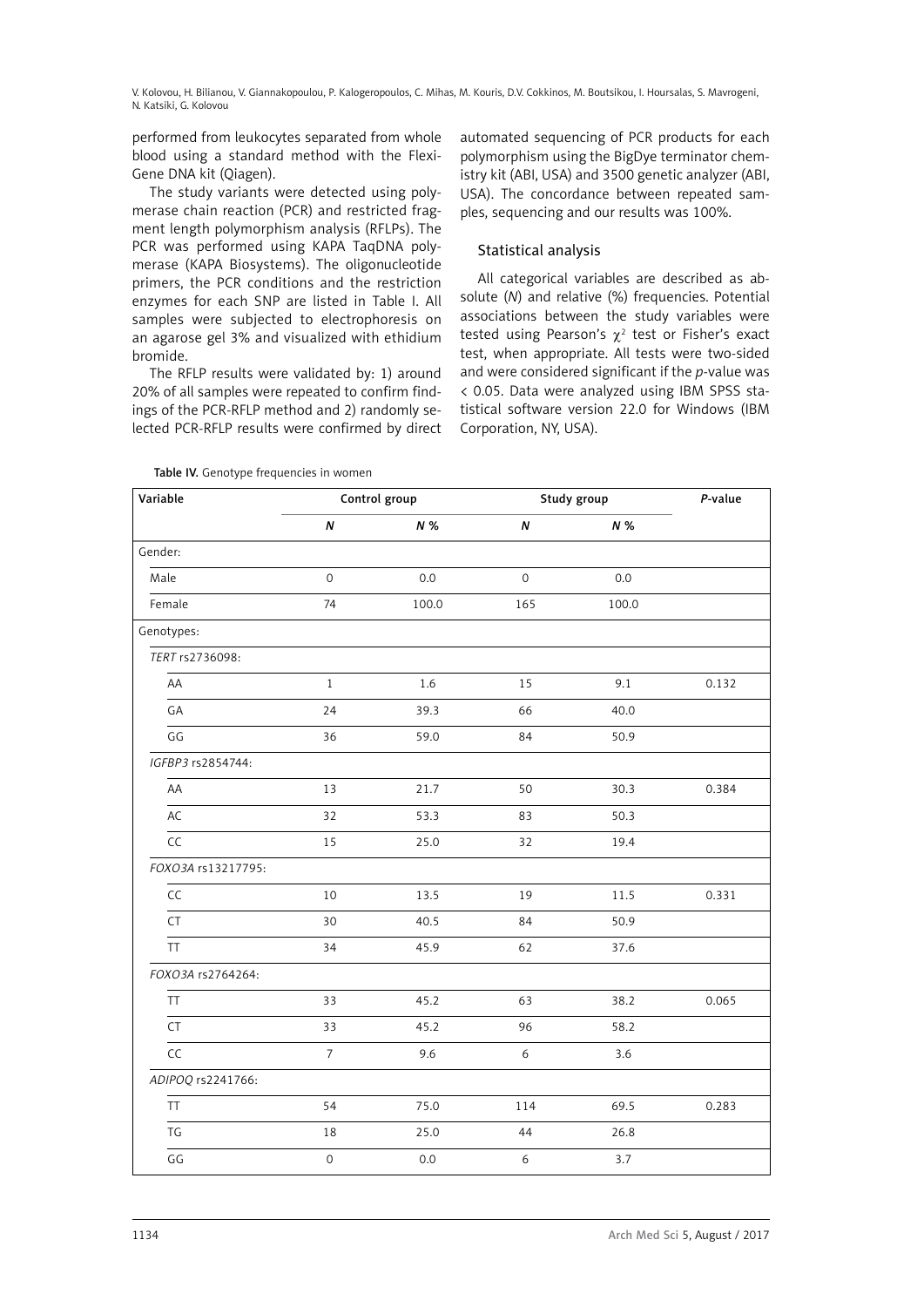performed from leukocytes separated from whole blood using a standard method with the FlexiGene DNA kit (Qiagen).

The study variants were detected using polymerase chain reaction (PCR) and restricted fragment length polymorphism analysis (RFLPs). The PCR was performed using KAPA TaqDNA polymerase (KAPA Biosystems). The oligonucleotide primers, the PCR conditions and the restriction enzymes for each SNP are listed in Table I. All samples were subjected to electrophoresis on an agarose gel 3% and visualized with ethidium bromide.

The RFLP results were validated by: 1) around 20% of all samples were repeated to confirm findings of the PCR-RFLP method and 2) randomly selected PCR-RFLP results were confirmed by direct automated sequencing of PCR products for each polymorphism using the BigDye terminator chemistry kit (ABI, USA) and 3500 genetic analyzer (ABI, USA). The concordance between repeated samples, sequencing and our results was 100%.

## Statistical analysis

All categorical variables are described as absolute (*N*) and relative (%) frequencies. Potential associations between the study variables were tested using Pearson's $\chi^2$ test or Fisher's exact test, when appropriate. All tests were two-sided and were considered significant if the *p*-value was < 0.05. Data were analyzed using IBM SPSS statistical software version 22.0 for Windows (IBM Corporation, NY, USA).

**Table IV.** Genotype frequencies in women

| Variable | Control group | | Study group | | *P*-value |
|---|---|---|---|---|---|
| | ***N*** | ***N* %** | ***N*** | ***N* %** | |
| Gender: | | | | | |
| Male | 0 | 0.0 | 0 | 0.0 | |
| Female | 74 | 100.0 | 165 | 100.0 | |
| Genotypes: | | | | | |
| *TERT* rs2736098: | | | | | |
| AA | 1 | 1.6 | 15 | 9.1 | 0.132 |
| GA | 24 | 39.3 | 66 | 40.0 | |
| GG | 36 | 59.0 | 84 | 50.9 | |
| *IGFBP3* rs2854744: | | | | | |
| AA | 13 | 21.7 | 50 | 30.3 | 0.384 |
| AC | 32 | 53.3 | 83 | 50.3 | |
| CC | 15 | 25.0 | 32 | 19.4 | |
| *FOXO3A* rs13217795: | | | | | |
| CC | 10 | 13.5 | 19 | 11.5 | 0.331 |
| CT | 30 | 40.5 | 84 | 50.9 | |
| TT | 34 | 45.9 | 62 | 37.6 | |
| *FOXO3A* rs2764264: | | | | | |
| TT | 33 | 45.2 | 63 | 38.2 | 0.065 |
| CT | 33 | 45.2 | 96 | 58.2 | |
| CC | 7 | 9.6 | 6 | 3.6 | |
| *ADIPOQ* rs2241766: | | | | | |
| TT | 54 | 75.0 | 114 | 69.5 | 0.283 |
| TG | 18 | 25.0 | 44 | 26.8 | |
| GG | 0 | 0.0 | 6 | 3.7 | |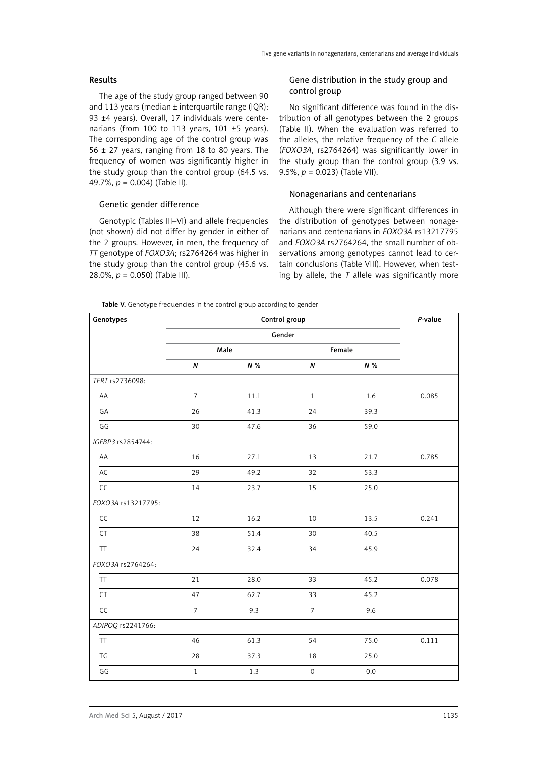## Results

The age of the study group ranged between 90 and 113 years (median ± interquartile range (IQR): 93 ±4 years). Overall, 17 individuals were centenarians (from 100 to 113 years, 101 ±5 years). The corresponding age of the control group was 56 ± 27 years, ranging from 18 to 80 years. The frequency of women was significantly higher in the study group than the control group (64.5 vs. 49.7%, $p$ = 0.004) (Table II).

### Genetic gender difference

Genotypic (Tables III–VI) and allele frequencies (not shown) did not differ by gender in either of the 2 groups. However, in men, the frequency of *TT* genotype of *FOXO3A*; rs2764264 was higher in the study group than the control group (45.6 vs. 28.0%, $p$ = 0.050) (Table III).

### Gene distribution in the study group and control group

No significant difference was found in the distribution of all genotypes between the 2 groups (Table II). When the evaluation was referred to the alleles, the relative frequency of the *C* allele (*FOXO3A*, rs2764264) was significantly lower in the study group than the control group (3.9 vs. 9.5%, $p$ = 0.023) (Table VII).

### Nonagenarians and centenarians

Although there were significant differences in the distribution of genotypes between nonagenarians and centenarians in *FOXO3A* rs13217795 and *FOXO3A* rs2764264, the small number of observations among genotypes cannot lead to certain conclusions (Table VIII). However, when testing by allele, the *T* allele was significantly more

**Table V.** Genotype frequencies in the control group according to gender

| Genotypes | Control group | | | | *P*-value |
|---|---|---|---|---|---|
| | Gender | | | | |
| | Male | | Female | | |
| | *N* | *N* % | *N* | *N* % | |
| *TERT* rs2736098: | | | | | |
| AA | 7 | 11.1 | 1 | 1.6 | 0.085 |
| GA | 26 | 41.3 | 24 | 39.3 | |
| GG | 30 | 47.6 | 36 | 59.0 | |
| *IGFBP3* rs2854744: | | | | | |
| AA | 16 | 27.1 | 13 | 21.7 | 0.785 |
| AC | 29 | 49.2 | 32 | 53.3 | |
| CC | 14 | 23.7 | 15 | 25.0 | |
| *FOXO3A* rs13217795: | | | | | |
| CC | 12 | 16.2 | 10 | 13.5 | 0.241 |
| CT | 38 | 51.4 | 30 | 40.5 | |
| TT | 24 | 32.4 | 34 | 45.9 | |
| *FOXO3A* rs2764264: | | | | | |
| TT | 21 | 28.0 | 33 | 45.2 | 0.078 |
| CT | 47 | 62.7 | 33 | 45.2 | |
| CC | 7 | 9.3 | 7 | 9.6 | |
| *ADIPOQ* rs2241766: | | | | | |
| TT | 46 | 61.3 | 54 | 75.0 | 0.111 |
| TG | 28 | 37.3 | 18 | 25.0 | |
| GG | 1 | 1.3 | 0 | 0.0 | |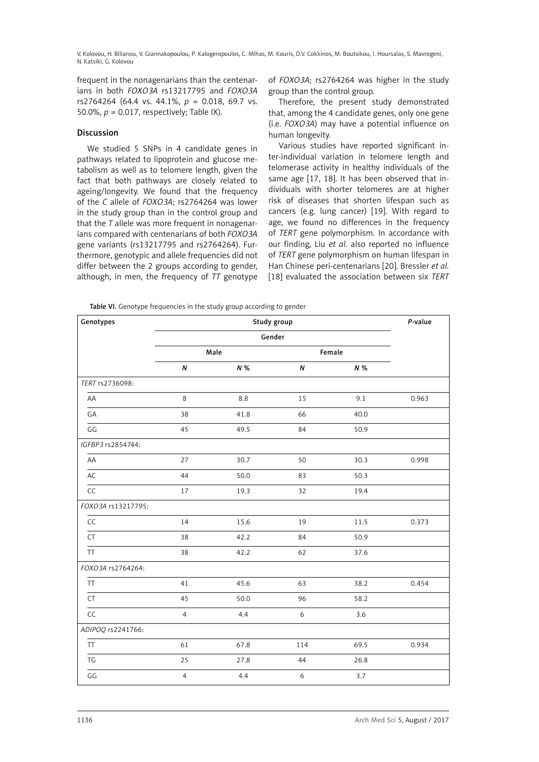frequent in the nonagenarians than the centenarians in both *FOXO3A* rs13217795 and *FOXO3A* rs2764264 (64.4 vs. 44.1%, $p$ = 0.018, 69.7 vs. 50.0%, $p$ = 0.017, respectively; Table IX).

## Discussion

We studied 5 SNPs in 4 candidate genes in pathways related to lipoprotein and glucose metabolism as well as to telomere length, given the fact that both pathways are closely related to ageing/longevity. We found that the frequency of the *C* allele of *FOXO3A*; rs2764264 was lower in the study group than in the control group and that the *T* allele was more frequent in nonagenarians compared with centenarians of both *FOXO3A* gene variants (rs13217795 and rs2764264). Furthermore, genotypic and allele frequencies did not differ between the 2 groups according to gender, although, in men, the frequency of *TT* genotype of *FOXO3A*; rs2764264 was higher in the study group than the control group.

Therefore, the present study demonstrated that, among the 4 candidate genes, only one gene (i.e. *FOXO3A*) may have a potential influence on human longevity.

Various studies have reported significant inter-individual variation in telomere length and telomerase activity in healthy individuals of the same age [17, 18]. It has been observed that individuals with shorter telomeres are at higher risk of diseases that shorten lifespan such as cancers (e.g. lung cancer) [19]. With regard to age, we found no differences in the frequency of *TERT* gene polymorphism. In accordance with our finding, Liu *et al.* also reported no influence of *TERT* gene polymorphism on human lifespan in Han Chinese peri-centenarians [20]. Bressler *et al.* [18] evaluated the association between six *TERT*

**Table VI.** Genotype frequencies in the study group according to gender

| Genotypes | Study group | | | | *P*-value |
|---|---|---|---|---|---|
| | Gender | | | | |
| | Male | | Female | | |
| | *N* | *N* % | *N* | *N* % | |
| *TERT* rs2736098: | | | | | |
| AA | 8 | 8.8 | 15 | 9.1 | 0.963 |
| GA | 38 | 41.8 | 66 | 40.0 | |
| GG | 45 | 49.5 | 84 | 50.9 | |
| *IGFBP3* rs2854744: | | | | | |
| AA | 27 | 30.7 | 50 | 30.3 | 0.998 |
| AC | 44 | 50.0 | 83 | 50.3 | |
| CC | 17 | 19.3 | 32 | 19.4 | |
| *FOXO3A* rs13217795: | | | | | |
| CC | 14 | 15.6 | 19 | 11.5 | 0.373 |
| CT | 38 | 42.2 | 84 | 50.9 | |
| TT | 38 | 42.2 | 62 | 37.6 | |
| *FOXO3A* rs2764264: | | | | | |
| TT | 41 | 45.6 | 63 | 38.2 | 0.454 |
| CT | 45 | 50.0 | 96 | 58.2 | |
| CC | 4 | 4.4 | 6 | 3.6 | |
| *ADIPOQ* rs2241766: | | | | | |
| TT | 61 | 67.8 | 114 | 69.5 | 0.934 |
| TG | 25 | 27.8 | 44 | 26.8 | |
| GG | 4 | 4.4 | 6 | 3.7 | |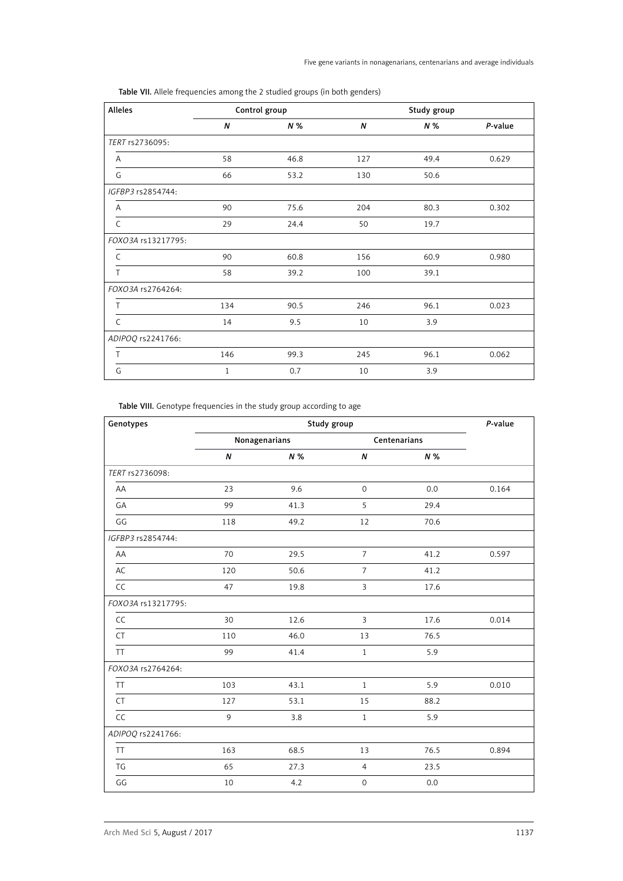**Table VII.** Allele frequencies among the 2 studied groups (in both genders)

| Alleles | Control group | | Study group | | |
|---|---|---|---|---|---|
| | *N* | *N* % | *N* | *N* % | *P*-value |
| *TERT* rs2736095: | | | | | |
| A | 58 | 46.8 | 127 | 49.4 | 0.629 |
| G | 66 | 53.2 | 130 | 50.6 | |
| *IGFBP3* rs2854744: | | | | | |
| A | 90 | 75.6 | 204 | 80.3 | 0.302 |
| C | 29 | 24.4 | 50 | 19.7 | |
| *FOXO3A* rs13217795: | | | | | |
| C | 90 | 60.8 | 156 | 60.9 | 0.980 |
| T | 58 | 39.2 | 100 | 39.1 | |
| *FOXO3A* rs2764264: | | | | | |
| T | 134 | 90.5 | 246 | 96.1 | 0.023 |
| C | 14 | 9.5 | 10 | 3.9 | |
| *ADIPOQ* rs2241766: | | | | | |
| T | 146 | 99.3 | 245 | 96.1 | 0.062 |
| G | 1 | 0.7 | 10 | 3.9 | |

**Table VIII.** Genotype frequencies in the study group according to age

| Genotypes | Study group | | | | *P*-value |
|---|---|---|---|---|---|
| | Nonagenarians | | Centenarians | | |
| | *N* | *N* % | *N* | *N* % | |
| *TERT* rs2736098: | | | | | |
| AA | 23 | 9.6 | 0 | 0.0 | 0.164 |
| GA | 99 | 41.3 | 5 | 29.4 | |
| GG | 118 | 49.2 | 12 | 70.6 | |
| *IGFBP3* rs2854744: | | | | | |
| AA | 70 | 29.5 | 7 | 41.2 | 0.597 |
| AC | 120 | 50.6 | 7 | 41.2 | |
| CC | 47 | 19.8 | 3 | 17.6 | |
| *FOXO3A* rs13217795: | | | | | |
| CC | 30 | 12.6 | 3 | 17.6 | 0.014 |
| CT | 110 | 46.0 | 13 | 76.5 | |
| TT | 99 | 41.4 | 1 | 5.9 | |
| *FOXO3A* rs2764264: | | | | | |
| TT | 103 | 43.1 | 1 | 5.9 | 0.010 |
| CT | 127 | 53.1 | 15 | 88.2 | |
| CC | 9 | 3.8 | 1 | 5.9 | |
| *ADIPOQ* rs2241766: | | | | | |
| TT | 163 | 68.5 | 13 | 76.5 | 0.894 |
| TG | 65 | 27.3 | 4 | 23.5 | |
| GG | 10 | 4.2 | 0 | 0.0 | |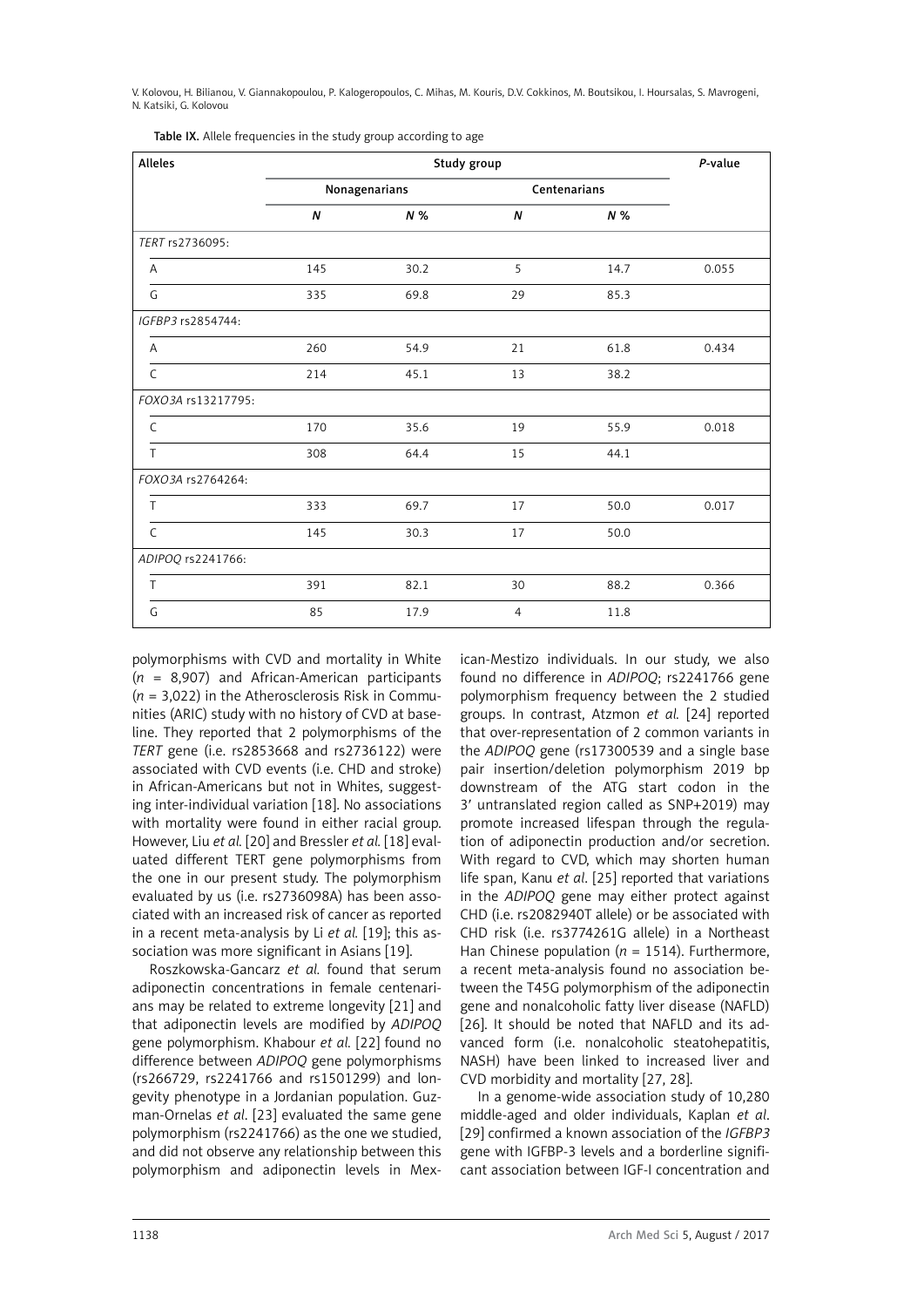Table IX. Allele frequencies in the study group according to age

| Alleles | Study group | | | | P-value |
|---|---|---|---|---|---|
| | Nonagenarians | | Centenarians | | |
| | N | N % | N | N % | |
| *TERT* rs2736095: | | | | | |
| A | 145 | 30.2 | 5 | 14.7 | 0.055 |
| G | 335 | 69.8 | 29 | 85.3 | |
| *IGFBP3* rs2854744: | | | | | |
| A | 260 | 54.9 | 21 | 61.8 | 0.434 |
| C | 214 | 45.1 | 13 | 38.2 | |
| *FOXO3A* rs13217795: | | | | | |
| C | 170 | 35.6 | 19 | 55.9 | 0.018 |
| T | 308 | 64.4 | 15 | 44.1 | |
| *FOXO3A* rs2764264: | | | | | |
| T | 333 | 69.7 | 17 | 50.0 | 0.017 |
| C | 145 | 30.3 | 17 | 50.0 | |
| *ADIPOQ* rs2241766: | | | | | |
| T | 391 | 82.1 | 30 | 88.2 | 0.366 |
| G | 85 | 17.9 | 4 | 11.8 | |

polymorphisms with CVD and mortality in White ($n$ = 8,907) and African-American participants ($n$ = 3,022) in the Atherosclerosis Risk in Communities (ARIC) study with no history of CVD at baseline. They reported that 2 polymorphisms of the *TERT* gene (i.e. rs2853668 and rs2736122) were associated with CVD events (i.e. CHD and stroke) in African-Americans but not in Whites, suggesting inter-individual variation [18]. No associations with mortality were found in either racial group. However, Liu *et al.* [20] and Bressler *et al.* [18] evaluated different TERT gene polymorphisms from the one in our present study. The polymorphism evaluated by us (i.e. rs2736098A) has been associated with an increased risk of cancer as reported in a recent meta-analysis by Li *et al.* [19]; this association was more significant in Asians [19].

Roszkowska-Gancarz *et al.* found that serum adiponectin concentrations in female centenarians may be related to extreme longevity [21] and that adiponectin levels are modified by *ADIPOQ* gene polymorphism. Khabour *et al.* [22] found no difference between *ADIPOQ* gene polymorphisms (rs266729, rs2241766 and rs1501299) and longevity phenotype in a Jordanian population. Guzman-Ornelas *et al*. [23] evaluated the same gene polymorphism (rs2241766) as the one we studied, and did not observe any relationship between this polymorphism and adiponectin levels in Mexican-Mestizo individuals. In our study, we also found no difference in *ADIPOQ*; rs2241766 gene polymorphism frequency between the 2 studied groups. In contrast, Atzmon *et al.* [24] reported that over-representation of 2 common variants in the *ADIPOQ* gene (rs17300539 and a single base pair insertion/deletion polymorphism 2019 bp downstream of the ATG start codon in the 3′ untranslated region called as SNP+2019) may promote increased lifespan through the regulation of adiponectin production and/or secretion. With regard to CVD, which may shorten human life span, Kanu *et al*. [25] reported that variations in the *ADIPOQ* gene may either protect against CHD (i.e. rs2082940T allele) or be associated with CHD risk (i.e. rs3774261G allele) in a Northeast Han Chinese population ($n$ = 1514). Furthermore, a recent meta-analysis found no association between the T45G polymorphism of the adiponectin gene and nonalcoholic fatty liver disease (NAFLD) [26]. It should be noted that NAFLD and its advanced form (i.e. nonalcoholic steatohepatitis, NASH) have been linked to increased liver and CVD morbidity and mortality [27, 28].

In a genome-wide association study of 10,280 middle-aged and older individuals, Kaplan *et al*. [29] confirmed a known association of the *IGFBP3* gene with IGFBP-3 levels and a borderline significant association between IGF-I concentration and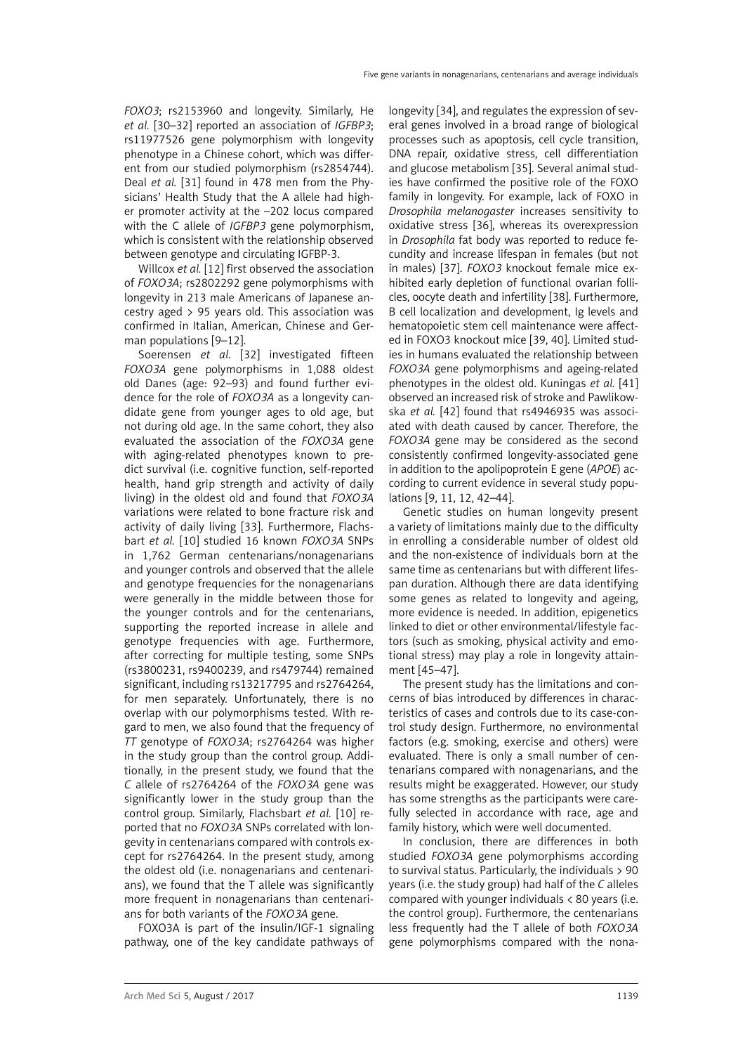*FOXO3*; rs2153960 and longevity. Similarly, He *et al.* [30–32] reported an association of *IGFBP3*; rs11977526 gene polymorphism with longevity phenotype in a Chinese cohort, which was different from our studied polymorphism (rs2854744). Deal *et al.* [31] found in 478 men from the Physicians' Health Study that the A allele had higher promoter activity at the –202 locus compared with the C allele of *IGFBP3* gene polymorphism, which is consistent with the relationship observed between genotype and circulating IGFBP-3.

Willcox *et al.* [12] first observed the association of *FOXO3A*; rs2802292 gene polymorphisms with longevity in 213 male Americans of Japanese ancestry aged > 95 years old. This association was confirmed in Italian, American, Chinese and German populations [9–12].

Soerensen *et al*. [32] investigated fifteen *FOXO3A* gene polymorphisms in 1,088 oldest old Danes (age: 92–93) and found further evidence for the role of *FOXO3A* as a longevity candidate gene from younger ages to old age, but not during old age. In the same cohort, they also evaluated the association of the *FOXO3A* gene with aging-related phenotypes known to predict survival (i.e. cognitive function, self-reported health, hand grip strength and activity of daily living) in the oldest old and found that *FOXO3A* variations were related to bone fracture risk and activity of daily living [33]. Furthermore, Flachsbart *et al.* [10] studied 16 known *FOXO3A* SNPs in 1,762 German centenarians/nonagenarians and younger controls and observed that the allele and genotype frequencies for the nonagenarians were generally in the middle between those for the younger controls and for the centenarians, supporting the reported increase in allele and genotype frequencies with age. Furthermore, after correcting for multiple testing, some SNPs (rs3800231, rs9400239, and rs479744) remained significant, including rs13217795 and rs2764264, for men separately. Unfortunately, there is no overlap with our polymorphisms tested. With regard to men, we also found that the frequency of *TT* genotype of *FOXO3A*; rs2764264 was higher in the study group than the control group. Additionally, in the present study, we found that the *C* allele of rs2764264 of the *FOXO3A* gene was significantly lower in the study group than the control group. Similarly, Flachsbart *et al.* [10] reported that no *FOXO3A* SNPs correlated with longevity in centenarians compared with controls except for rs2764264. In the present study, among the oldest old (i.e. nonagenarians and centenarians), we found that the T allele was significantly more frequent in nonagenarians than centenarians for both variants of the *FOXO3A* gene.

FOXO3A is part of the insulin/IGF-1 signaling pathway, one of the key candidate pathways of longevity [34], and regulates the expression of several genes involved in a broad range of biological processes such as apoptosis, cell cycle transition, DNA repair, oxidative stress, cell differentiation and glucose metabolism [35]. Several animal studies have confirmed the positive role of the FOXO family in longevity. For example, lack of FOXO in *Drosophila melanogaster* increases sensitivity to oxidative stress [36], whereas its overexpression in *Drosophila* fat body was reported to reduce fecundity and increase lifespan in females (but not in males) [37]. *FOXO3* knockout female mice exhibited early depletion of functional ovarian follicles, oocyte death and infertility [38]. Furthermore, B cell localization and development, Ig levels and hematopoietic stem cell maintenance were affected in FOXO3 knockout mice [39, 40]. Limited studies in humans evaluated the relationship between *FOXO3A* gene polymorphisms and ageing-related phenotypes in the oldest old. Kuningas *et al.* [41] observed an increased risk of stroke and Pawlikowska *et al.* [42] found that rs4946935 was associated with death caused by cancer. Therefore, the *FOXO3A* gene may be considered as the second consistently confirmed longevity-associated gene in addition to the apolipoprotein E gene (*APOE*) according to current evidence in several study populations [9, 11, 12, 42–44].

Genetic studies on human longevity present a variety of limitations mainly due to the difficulty in enrolling a considerable number of oldest old and the non-existence of individuals born at the same time as centenarians but with different lifespan duration. Although there are data identifying some genes as related to longevity and ageing, more evidence is needed. In addition, epigenetics linked to diet or other environmental/lifestyle factors (such as smoking, physical activity and emotional stress) may play a role in longevity attainment [45–47].

The present study has the limitations and concerns of bias introduced by differences in characteristics of cases and controls due to its case-control study design. Furthermore, no environmental factors (e.g. smoking, exercise and others) were evaluated. There is only a small number of centenarians compared with nonagenarians, and the results might be exaggerated. However, our study has some strengths as the participants were carefully selected in accordance with race, age and family history, which were well documented.

In conclusion, there are differences in both studied *FOXO3A* gene polymorphisms according to survival status. Particularly, the individuals > 90 years (i.e. the study group) had half of the *C* alleles compared with younger individuals < 80 years (i.e. the control group). Furthermore, the centenarians less frequently had the T allele of both *FOXO3A* gene polymorphisms compared with the nona-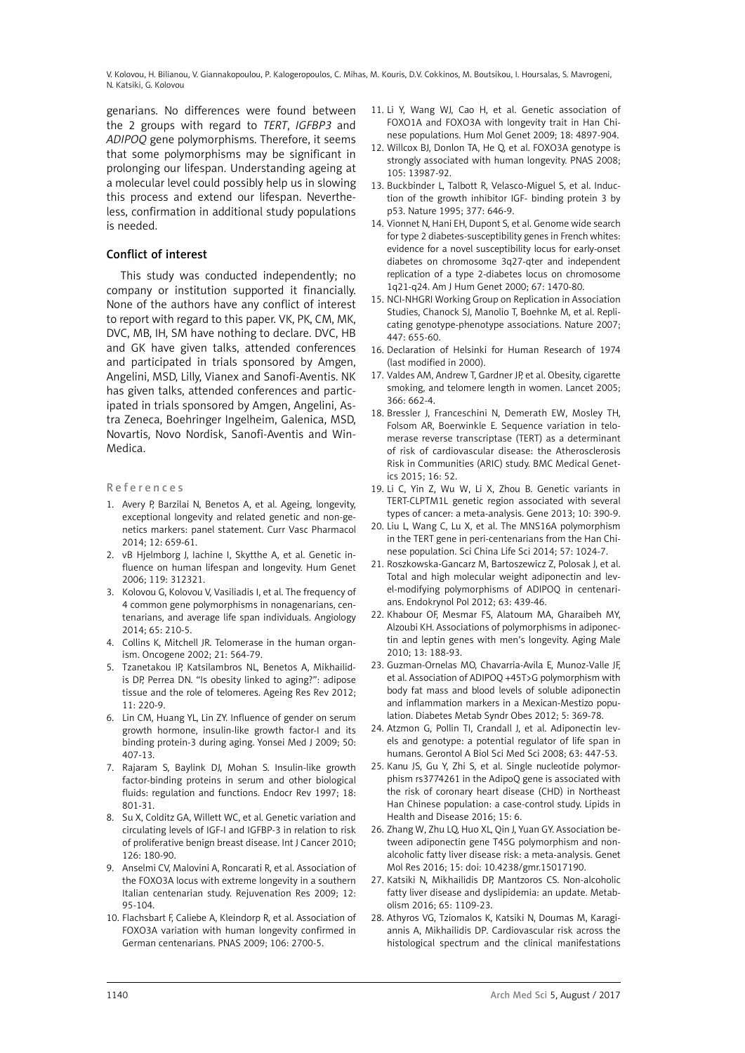genarians. No differences were found between the 2 groups with regard to *TERT*, *IGFBP3* and *ADIPOQ* gene polymorphisms. Therefore, it seems that some polymorphisms may be significant in prolonging our lifespan. Understanding ageing at a molecular level could possibly help us in slowing this process and extend our lifespan. Nevertheless, confirmation in additional study populations is needed.

## Conflict of interest

This study was conducted independently; no company or institution supported it financially. None of the authors have any conflict of interest to report with regard to this paper. VK, PK, CM, MK, DVC, MB, IH, SM have nothing to declare. DVC, HB and GK have given talks, attended conferences and participated in trials sponsored by Amgen, Angelini, MSD, Lilly, Vianex and Sanofi-Aventis. NK has given talks, attended conferences and participated in trials sponsored by Amgen, Angelini, Astra Zeneca, Boehringer Ingelheim, Galenica, MSD, Novartis, Novo Nordisk, Sanofi-Aventis and Win-Medica.

## References

1. Avery P, Barzilai N, Benetos A, et al. Ageing, longevity, exceptional longevity and related genetic and non-genetics markers: panel statement. Curr Vasc Pharmacol 2014; 12: 659-61.
2. vB Hjelmborg J, Iachine I, Skytthe A, et al. Genetic influence on human lifespan and longevity. Hum Genet 2006; 119: 312321.
3. Kolovou G, Kolovou V, Vasiliadis I, et al. The frequency of 4 common gene polymorphisms in nonagenarians, centenarians, and average life span individuals. Angiology 2014; 65: 210-5.
4. Collins K, Mitchell JR. Telomerase in the human organism. Oncogene 2002; 21: 564-79.
5. Tzanetakou IP, Katsilambros NL, Benetos A, Mikhailidis DP, Perrea DN. "Is obesity linked to aging?": adipose tissue and the role of telomeres. Ageing Res Rev 2012; 11: 220-9.
6. Lin CM, Huang YL, Lin ZY. Influence of gender on serum growth hormone, insulin-like growth factor-I and its binding protein-3 during aging. Yonsei Med J 2009; 50: 407-13.
7. Rajaram S, Baylink DJ, Mohan S. Insulin-like growth factor-binding proteins in serum and other biological fluids: regulation and functions. Endocr Rev 1997; 18: 801-31.
8. Su X, Colditz GA, Willett WC, et al. Genetic variation and circulating levels of IGF-I and IGFBP-3 in relation to risk of proliferative benign breast disease. Int J Cancer 2010; 126: 180-90.
9. Anselmi CV, Malovini A, Roncarati R, et al. Association of the FOXO3A locus with extreme longevity in a southern Italian centenarian study. Rejuvenation Res 2009; 12: 95-104.
10. Flachsbart F, Caliebe A, Kleindorp R, et al. Association of FOXO3A variation with human longevity confirmed in German centenarians. PNAS 2009; 106: 2700-5.
11. Li Y, Wang WJ, Cao H, et al. Genetic association of FOXO1A and FOXO3A with longevity trait in Han Chinese populations. Hum Mol Genet 2009; 18: 4897-904.
12. Willcox BJ, Donlon TA, He Q, et al. FOXO3A genotype is strongly associated with human longevity. PNAS 2008; 105: 13987-92.
13. Buckbinder L, Talbott R, Velasco-Miguel S, et al. Induction of the growth inhibitor IGF- binding protein 3 by p53. Nature 1995; 377: 646-9.
14. Vionnet N, Hani EH, Dupont S, et al. Genome wide search for type 2 diabetes-susceptibility genes in French whites: evidence for a novel susceptibility locus for early-onset diabetes on chromosome 3q27-qter and independent replication of a type 2-diabetes locus on chromosome 1q21-q24. Am J Hum Genet 2000; 67: 1470-80.
15. NCI-NHGRI Working Group on Replication in Association Studies, Chanock SJ, Manolio T, Boehnke M, et al. Replicating genotype-phenotype associations. Nature 2007; 447: 655-60.
16. Declaration of Helsinki for Human Research of 1974 (last modified in 2000).
17. Valdes AM, Andrew T, Gardner JP, et al. Obesity, cigarette smoking, and telomere length in women. Lancet 2005; 366: 662-4.
18. Bressler J, Franceschini N, Demerath EW, Mosley TH, Folsom AR, Boerwinkle E. Sequence variation in telomerase reverse transcriptase (TERT) as a determinant of risk of cardiovascular disease: the Atherosclerosis Risk in Communities (ARIC) study. BMC Medical Genetics 2015; 16: 52.
19. Li C, Yin Z, Wu W, Li X, Zhou B. Genetic variants in TERT-CLPTM1L genetic region associated with several types of cancer: a meta-analysis. Gene 2013; 10: 390-9.
20. Liu L, Wang C, Lu X, et al. The MNS16A polymorphism in the TERT gene in peri-centenarians from the Han Chinese population. Sci China Life Sci 2014; 57: 1024-7.
21. Roszkowska-Gancarz M, Bartoszewicz Z, Polosak J, et al. Total and high molecular weight adiponectin and level-modifying polymorphisms of ADIPOQ in centenarians. Endokrynol Pol 2012; 63: 439-46.
22. Khabour OF, Mesmar FS, Alatoum MA, Gharaibeh MY, Alzoubi KH. Associations of polymorphisms in adiponectin and leptin genes with men's longevity. Aging Male 2010; 13: 188-93.
23. Guzman-Ornelas MO, Chavarria-Avila E, Munoz-Valle JF, et al. Association of ADIPOQ +45T>G polymorphism with body fat mass and blood levels of soluble adiponectin and inflammation markers in a Mexican-Mestizo population. Diabetes Metab Syndr Obes 2012; 5: 369-78.
24. Atzmon G, Pollin TI, Crandall J, et al. Adiponectin levels and genotype: a potential regulator of life span in humans. Gerontol A Biol Sci Med Sci 2008; 63: 447-53.
25. Kanu JS, Gu Y, Zhi S, et al. Single nucleotide polymorphism rs3774261 in the AdipoQ gene is associated with the risk of coronary heart disease (CHD) in Northeast Han Chinese population: a case-control study. Lipids in Health and Disease 2016; 15: 6.
26. Zhang W, Zhu LQ, Huo XL, Qin J, Yuan GY. Association between adiponectin gene T45G polymorphism and nonalcoholic fatty liver disease risk: a meta-analysis. Genet Mol Res 2016; 15: doi: 10.4238/gmr.15017190.
27. Katsiki N, Mikhailidis DP, Mantzoros CS. Non-alcoholic fatty liver disease and dyslipidemia: an update. Metabolism 2016; 65: 1109-23.
28. Athyros VG, Tziomalos K, Katsiki N, Doumas M, Karagiannis A, Mikhailidis DP. Cardiovascular risk across the histological spectrum and the clinical manifestations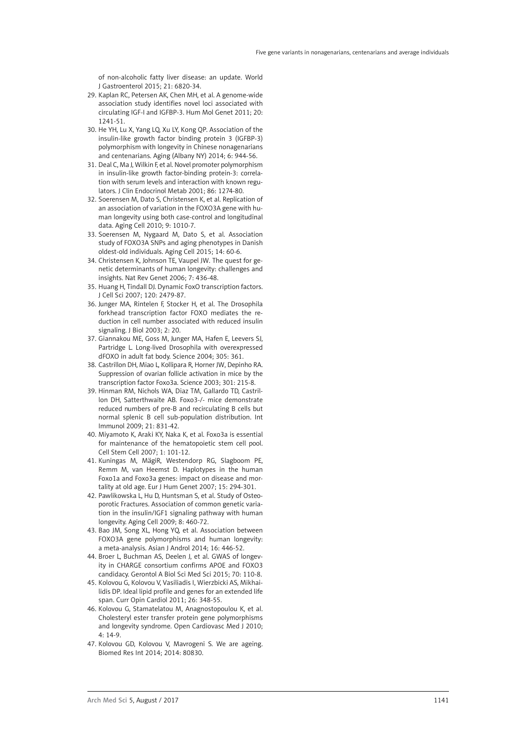of non-alcoholic fatty liver disease: an update. World J Gastroenterol 2015; 21: 6820-34.

29. Kaplan RC, Petersen AK, Chen MH, et al. A genome-wide association study identifies novel loci associated with circulating IGF-I and IGFBP-3. Hum Mol Genet 2011; 20: 1241-51.
30. He YH, Lu X, Yang LQ, Xu LY, Kong QP. Association of the insulin-like growth factor binding protein 3 (IGFBP-3) polymorphism with longevity in Chinese nonagenarians and centenarians. Aging (Albany NY) 2014; 6: 944-56.
31. Deal C, Ma J, Wilkin F, et al. Novel promoter polymorphism in insulin-like growth factor-binding protein-3: correlation with serum levels and interaction with known regulators. J Clin Endocrinol Metab 2001; 86: 1274-80.
32. Soerensen M, Dato S, Christensen K, et al. Replication of an association of variation in the FOXO3A gene with human longevity using both case-control and longitudinal data. Aging Cell 2010; 9: 1010-7.
33. Soerensen M, Nygaard M, Dato S, et al. Association study of FOXO3A SNPs and aging phenotypes in Danish oldest-old individuals. Aging Cell 2015; 14: 60-6.
34. Christensen K, Johnson TE, Vaupel JW. The quest for genetic determinants of human longevity: challenges and insights. Nat Rev Genet 2006; 7: 436-48.
35. Huang H, Tindall DJ. Dynamic FoxO transcription factors. J Cell Sci 2007; 120: 2479-87.
36. Junger MA, Rintelen F, Stocker H, et al. The Drosophila forkhead transcription factor FOXO mediates the reduction in cell number associated with reduced insulin signaling. J Biol 2003; 2: 20.
37. Giannakou ME, Goss M, Junger MA, Hafen E, Leevers SJ, Partridge L. Long-lived Drosophila with overexpressed dFOXO in adult fat body. Science 2004; 305: 361.
38. Castrillon DH, Miao L, Kollipara R, Horner JW, Depinho RA. Suppression of ovarian follicle activation in mice by the transcription factor Foxo3a. Science 2003; 301: 215-8.
39. Hinman RM, Nichols WA, Diaz TM, Gallardo TD, Castrillon DH, Satterthwaite AB. Foxo3-/- mice demonstrate reduced numbers of pre-B and recirculating B cells but normal splenic B cell sub-population distribution. Int Immunol 2009; 21: 831-42.
40. Miyamoto K, Araki KY, Naka K, et al. Foxo3a is essential for maintenance of the hematopoietic stem cell pool. Cell Stem Cell 2007; 1: 101-12.
41. Kuningas M, MägiR, Westendorp RG, Slagboom PE, Remm M, van Heemst D. Haplotypes in the human Foxo1a and Foxo3a genes: impact on disease and mortality at old age. Eur J Hum Genet 2007; 15: 294-301.
42. Pawlikowska L, Hu D, Huntsman S, et al. Study of Osteoporotic Fractures. Association of common genetic variation in the insulin/IGF1 signaling pathway with human longevity. Aging Cell 2009; 8: 460-72.
43. Bao JM, Song XL, Hong YQ, et al. Association between FOXO3A gene polymorphisms and human longevity: a meta-analysis. Asian J Androl 2014; 16: 446-52.
44. Broer L, Buchman AS, Deelen J, et al. GWAS of longevity in CHARGE consortium confirms APOE and FOXO3 candidacy. Gerontol A Biol Sci Med Sci 2015; 70: 110-8.
45. Kolovou G, Kolovou V, Vasiliadis I, Wierzbicki AS, Mikhailidis DP. Ideal lipid profile and genes for an extended life span. Curr Opin Cardiol 2011; 26: 348-55.
46. Kolovou G, Stamatelatou M, Anagnostopoulou K, et al. Cholesteryl ester transfer protein gene polymorphisms and longevity syndrome. Open Cardiovasc Med J 2010; 4: 14-9.
47. Kolovou GD, Kolovou V, Mavrogeni S. We are ageing. Biomed Res Int 2014; 2014: 80830.